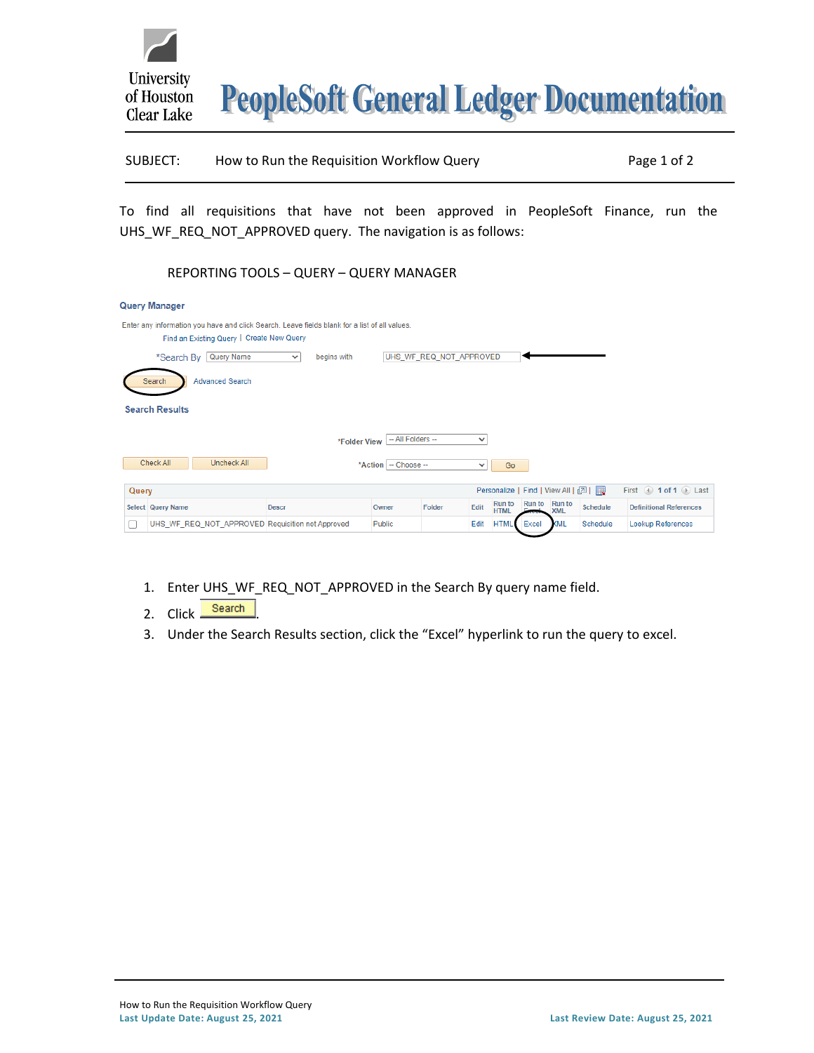# PeopleSoft General Ledger Documentation

**SUBJECT:** How to Run the Requisition Workflow Query

To find all requisitions that have not been approved in PeopleSoft Finance, run the UHS_WF_REQ_NOT_APPROVED query. The navigation is as follows:

REPORTING TOOLS – QUERY – QUERY MANAGER

**Query Manager**

Enter any information you have and click Search. Leave fields blank for a list of all values.

Find an Existing Query | Create New Query

*Search By: Query Name — begins with — UHS_WF_REQ_NOT_APPROVED

Search | Advanced Search

**Search Results**

*Folder View: -- All Folders --

Check All | Uncheck All — *Action: -- Choose -- | Go

| Select | Query Name | Descr | Owner | Folder | Edit | Run to HTML | Run to Excel | Run to XML | Schedule | Definitional References |
|---|---|---|---|---|---|---|---|---|---|---|
| ☐ | UHS_WF_REQ_NOT_APPROVED | Requisition not Approved | Public | | Edit | HTML | Excel | XML | Schedule | Lookup References |

1. Enter UHS_WF_REQ_NOT_APPROVED in the Search By query name field.
2. Click **Search**.
3. Under the Search Results section, click the "Excel" hyperlink to run the query to excel.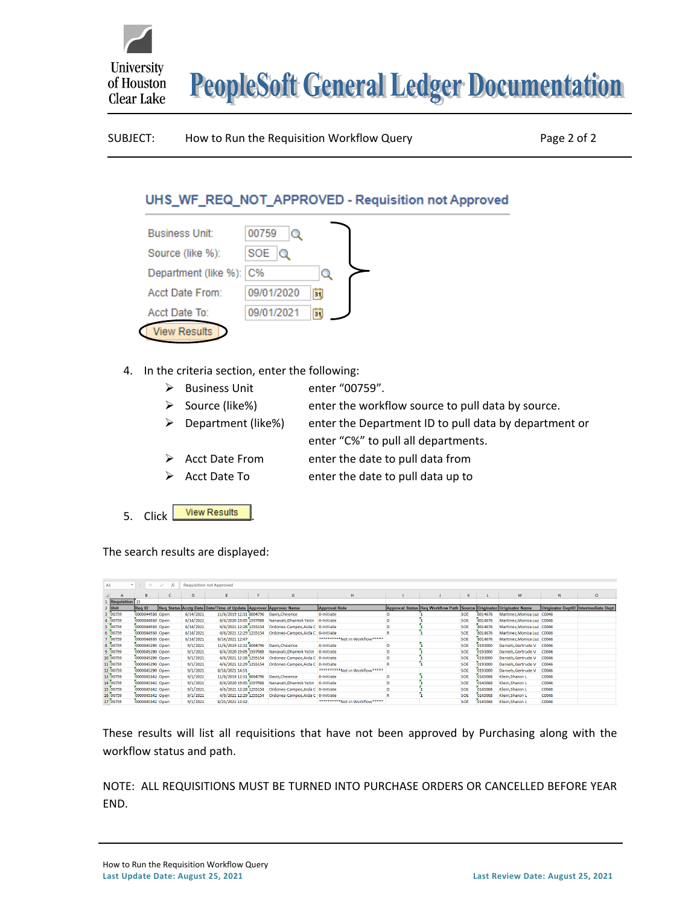## UHS_WF_REQ_NOT_APPROVED - Requisition not Approved

Business Unit: 00759
Source (like %): SOE
Department (like %): C%
Acct Date From: 09/01/2020
Acct Date To: 09/01/2021
View Results

4. In the criteria section, enter the following:
   - Business Unit — enter "00759".
   - Source (like%) — enter the workflow source to pull data by source.
   - Department (like%) — enter the Department ID to pull data by department or enter "C%" to pull all departments.
   - Acct Date From — enter the date to pull data from
   - Acct Date To — enter the date to pull data up to

5. Click View Results.

The search results are displayed:

| Unit | Req ID | Req Status | Acctg Date | Date/Time of Update | Approver | Approver Name | Approval Role | Approval Status | Req Workflow Path | Source | Originator | Originator Name | Originator DeptID | Intermediate Dept |
|---|---|---|---|---|---|---|---|---|---|---|---|---|---|---|
| 00759 | 0000044930 | Open | 6/14/2021 | 11/6/2019 12:31 | 8004796 | Davis,Cheerice | 0-Initiate | D | 1 | SOE | 8014676 | Martinez,Monica Luz | C0046 | |
| 00759 | 0000044930 | Open | 6/14/2021 | 8/4/2020 19:05 | 1597988 | Nanavati,Dharmik Yatin | 0-Initiate | D | 1 | SOE | 8014676 | Martinez,Monica Luz | C0046 | |
| 00759 | 0000044930 | Open | 6/14/2021 | 4/6/2021 12:28 | 1255154 | Ordonez-Campos,Aida C | 0-Initiate | D | 1 | SOE | 8014676 | Martinez,Monica Luz | C0046 | |
| 00759 | 0000044930 | Open | 6/14/2021 | 4/6/2021 12:29 | 1255154 | Ordonez-Campos,Aida C | 0-Initiate | R | 1 | SOE | 8014676 | Martinez,Monica Luz | C0046 | |
| 00759 | 0000044930 | Open | 6/14/2021 | 6/14/2021 12:47 | | | **********Not in Workflow***** | | | SOE | 8014676 | Martinez,Monica Luz | C0046 | |
| 00759 | 0000045290 | Open | 9/1/2021 | 11/6/2019 12:31 | 8004796 | Davis,Cheerice | 0-Initiate | D | 1 | SOE | 0193000 | Daniels,Gertrude V | C0046 | |
| 00759 | 0000045290 | Open | 9/1/2021 | 8/4/2020 19:05 | 1597988 | Nanavati,Dharmik Yatin | 0-Initiate | D | 1 | SOE | 0193000 | Daniels,Gertrude V | C0046 | |
| 00759 | 0000045290 | Open | 9/1/2021 | 4/6/2021 12:28 | 1255154 | Ordonez-Campos,Aida C | 0-Initiate | D | 1 | SOE | 0193000 | Daniels,Gertrude V | C0046 | |
| 00759 | 0000045290 | Open | 9/1/2021 | 4/6/2021 12:29 | 1255154 | Ordonez-Campos,Aida C | 0-Initiate | R | 1 | SOE | 0193000 | Daniels,Gertrude V | C0046 | |
| 00759 | 0000045290 | Open | 9/1/2021 | 8/18/2021 14:51 | | | **********Not in Workflow***** | | | SOE | 0193000 | Daniels,Gertrude V | C0046 | |
| 00759 | 0000045342 | Open | 9/1/2021 | 11/6/2019 12:31 | 8004796 | Davis,Cheerice | 0-Initiate | D | 1 | SOE | 0145068 | Klein,Sharon L | C0046 | |
| 00759 | 0000045342 | Open | 9/1/2021 | 8/4/2020 19:05 | 1597988 | Nanavati,Dharmik Yatin | 0-Initiate | D | 1 | SOE | 0145068 | Klein,Sharon L | C0046 | |
| 00759 | 0000045342 | Open | 9/1/2021 | 4/6/2021 12:28 | 1255154 | Ordonez-Campos,Aida C | 0-Initiate | D | 1 | SOE | 0145068 | Klein,Sharon L | C0046 | |
| 00759 | 0000045342 | Open | 9/1/2021 | 4/6/2021 12:29 | 1255154 | Ordonez-Campos,Aida C | 0-Initiate | R | 1 | SOE | 0145068 | Klein,Sharon L | C0046 | |
| 00759 | 0000045342 | Open | 9/1/2021 | 8/25/2021 13:32 | | | **********Not in Workflow***** | | | SOE | 0145068 | Klein,Sharon L | C0046 | |

These results will list all requisitions that have not been approved by Purchasing along with the workflow status and path.

NOTE: ALL REQUISITIONS MUST BE TURNED INTO PURCHASE ORDERS OR CANCELLED BEFORE YEAR END.